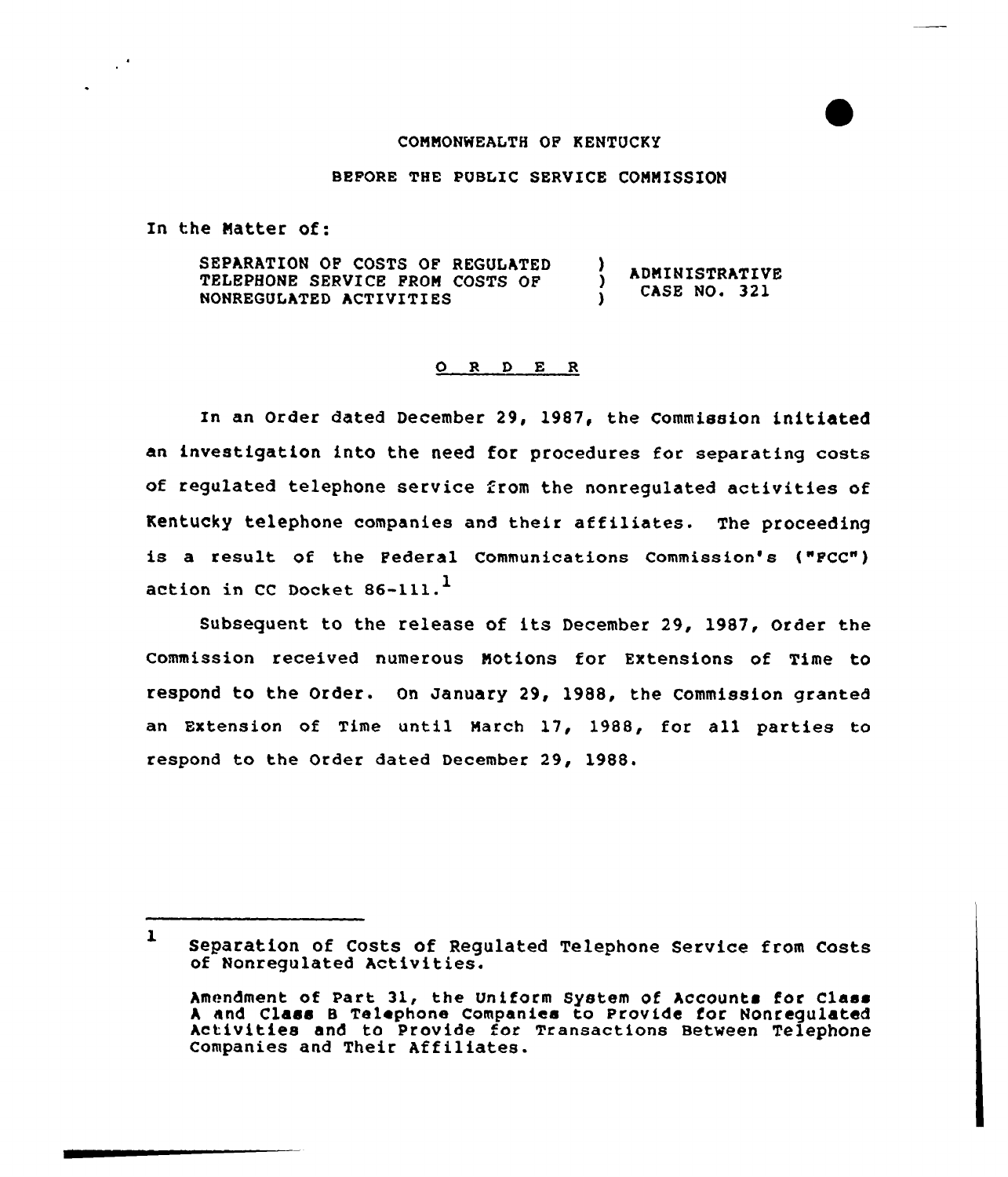COMMONWEALTH OF KENTUCKY

BEFORE THE PUBLIC SERVICE COMMISSION

In the Matter of:

| | | |
|---|---|---|
| SEPARATION OF COSTS OF REGULATED TELEPHONE SERVICE FROM COSTS OF NONREGULATED ACTIVITIES | ) ) ) | ADMINISTRATIVE CASE NO. 321 |

## O R D E R

In an Order dated December 29, 1987, the Commission initiated an investigation into the need for procedures for separating costs of regulated telephone service from the nonregulated activities of Kentucky telephone companies and their affiliates. The proceeding is a result of the Federal Communications Commission's ("FCC") action in CC Docket 86-111.[1]

Subsequent to the release of its December 29, 1987, Order the Commission received numerous Motions for Extensions of Time to respond to the Order. On January 29, 1988, the Commission granted an Extension of Time until March 17, 1988, for all parties to respond to the Order dated December 29, 1988.

---

[1] Separation of Costs of Regulated Telephone Service from Costs of Nonregulated Activities.

Amendment of Part 31, the Uniform System of Accounts for Class A and Class B Telephone Companies to Provide for Nonregulated Activities and to Provide for Transactions Between Telephone Companies and Their Affiliates.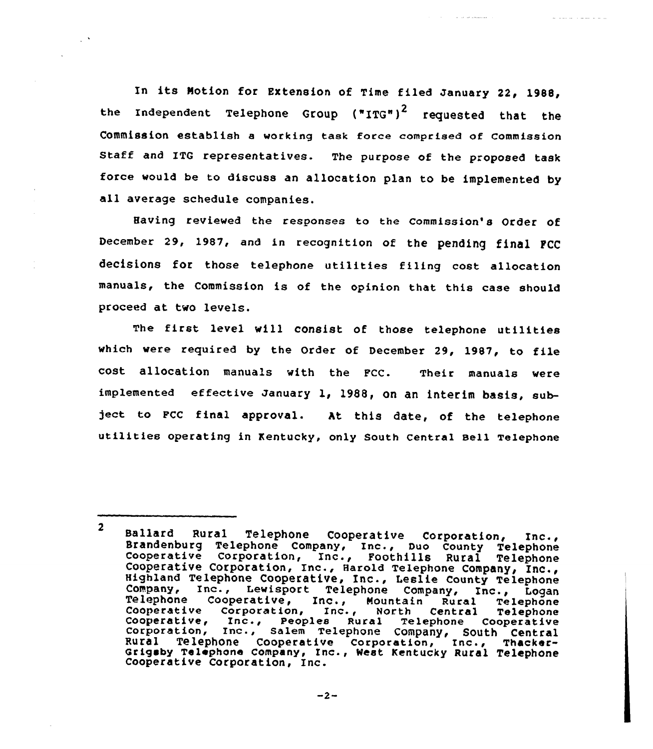In its Motion for Extension of Time filed January 22, 1988, the Independent Telephone Group ("ITG")[2] requested that the Commission establish a working task force comprised of Commission Staff and ITG representatives. The purpose of the proposed task force would be to discuss an allocation plan to be implemented by all average schedule companies.

Having reviewed the responses to the Commission's Order of December 29, 1987, and in recognition of the pending final FCC decisions for those telephone utilities filing cost allocation manuals, the Commission is of the opinion that this case should proceed at two levels.

The first level will consist of those telephone utilities which were required by the Order of December 29, 1987, to file cost allocation manuals with the FCC. Their manuals were implemented effective January 1, 1988, on an interim basis, subject to FCC final approval. At this date, of the telephone utilities operating in Kentucky, only South Central Bell Telephone

---

[2] Ballard Rural Telephone Cooperative Corporation, Inc., Brandenburg Telephone Company, Inc., Duo County Telephone Cooperative Corporation, Inc., Foothills Rural Telephone Cooperative Corporation, Inc., Harold Telephone Company, Inc., Highland Telephone Cooperative, Inc., Leslie County Telephone Company, Inc., Lewisport Telephone Company, Inc., Logan Telephone Cooperative, Inc., Mountain Rural Telephone Cooperative Corporation, Inc., North Central Telephone Cooperative, Inc., Peoples Rural Telephone Cooperative Corporation, Inc., Salem Telephone Company, South Central Rural Telephone Cooperative Corporation, Inc., Thacker-Grigsby Telephone Company, Inc., West Kentucky Rural Telephone Cooperative Corporation, Inc.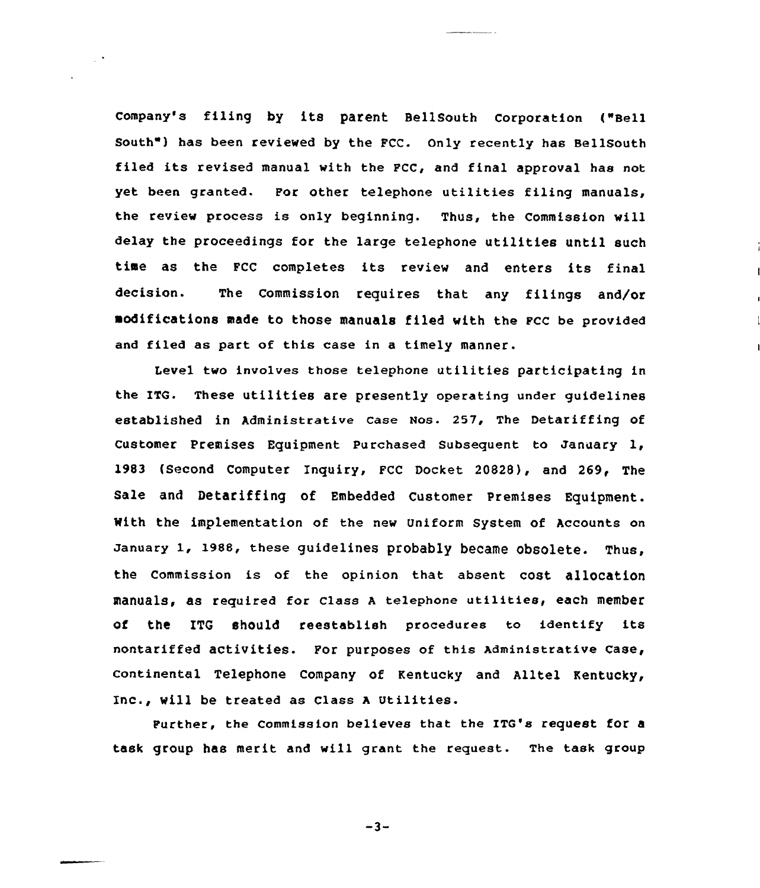Company's filing by its parent BellSouth Corporation ("Bell South") has been reviewed by the FCC. Only recently has BellSouth filed its revised manual with the FCC, and final approval has not yet been granted. For other telephone utilities filing manuals, the review process is only beginning. Thus, the Commission will delay the proceedings for the large telephone utilities until such time as the FCC completes its review and enters its final decision. The Commission requires that any filings and/or modifications made to those manuals filed with the FCC be provided and filed as part of this case in a timely manner.

Level two involves those telephone utilities participating in the ITG. These utilities are presently operating under guidelines established in Administrative Case Nos. 257, The Detariffing of Customer Premises Equipment Purchased Subsequent to January 1, 1983 (Second Computer Inquiry, FCC Docket 20828), and 269, The Sale and Detariffing of Embedded Customer Premises Equipment. With the implementation of the new Uniform System of Accounts on January 1, 1988, these guidelines probably became obsolete. Thus, the Commission is of the opinion that absent cost allocation manuals, as required for Class A telephone utilities, each member of the ITG should reestablish procedures to identify its nontariffed activities. For purposes of this Administrative Case, Continental Telephone Company of Kentucky and Alltel Kentucky, Inc., will be treated as Class A Utilities.

Further, the Commission believes that the ITG's request for a task group has merit and will grant the request. The task group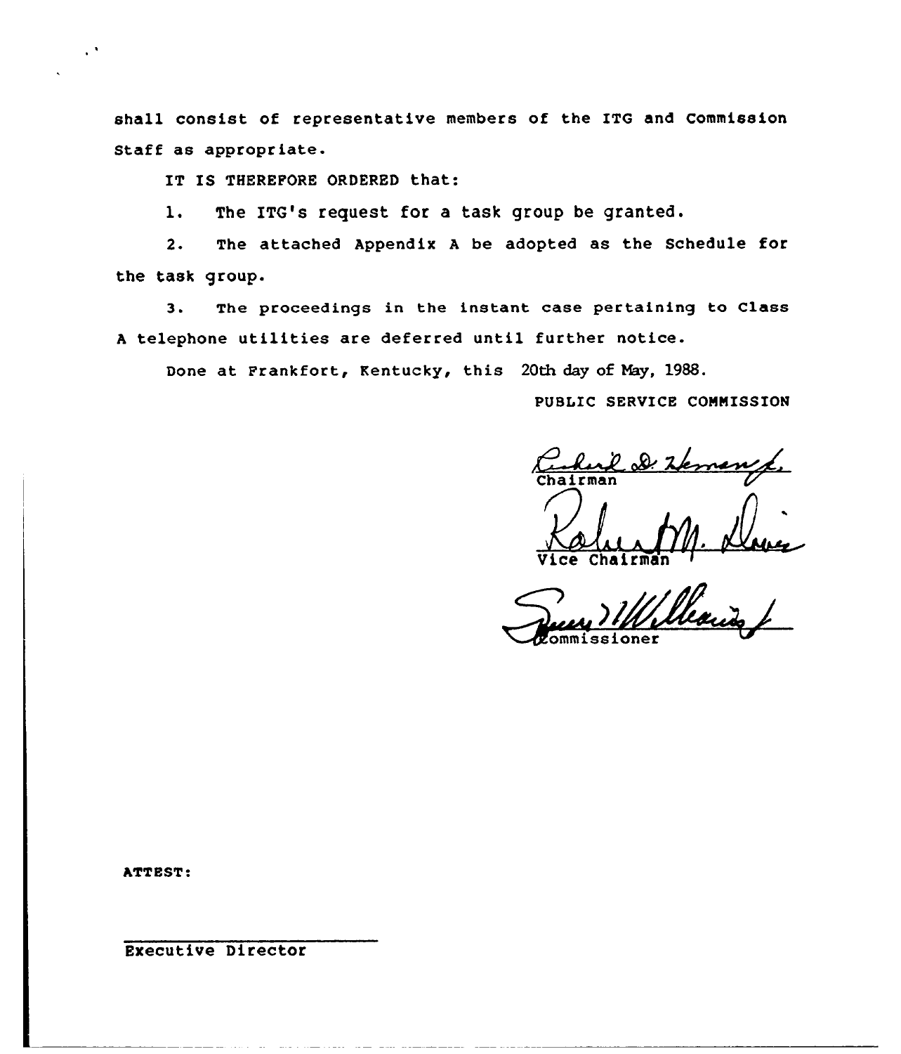shall consist of representative members of the ITG and Commission Staff as appropriate.

IT IS THEREFORE ORDERED that:

1. The ITG's request for a task group be granted.

2. The attached Appendix A be adopted as the Schedule for the task group.

3. The proceedings in the instant case pertaining to Class A telephone utilities are deferred until further notice.

Done at Frankfort, Kentucky, this 20th day of May, 1988.

PUBLIC SERVICE COMMISSION

Chairman

Vice Chairman

Commissioner

ATTEST:

Executive Director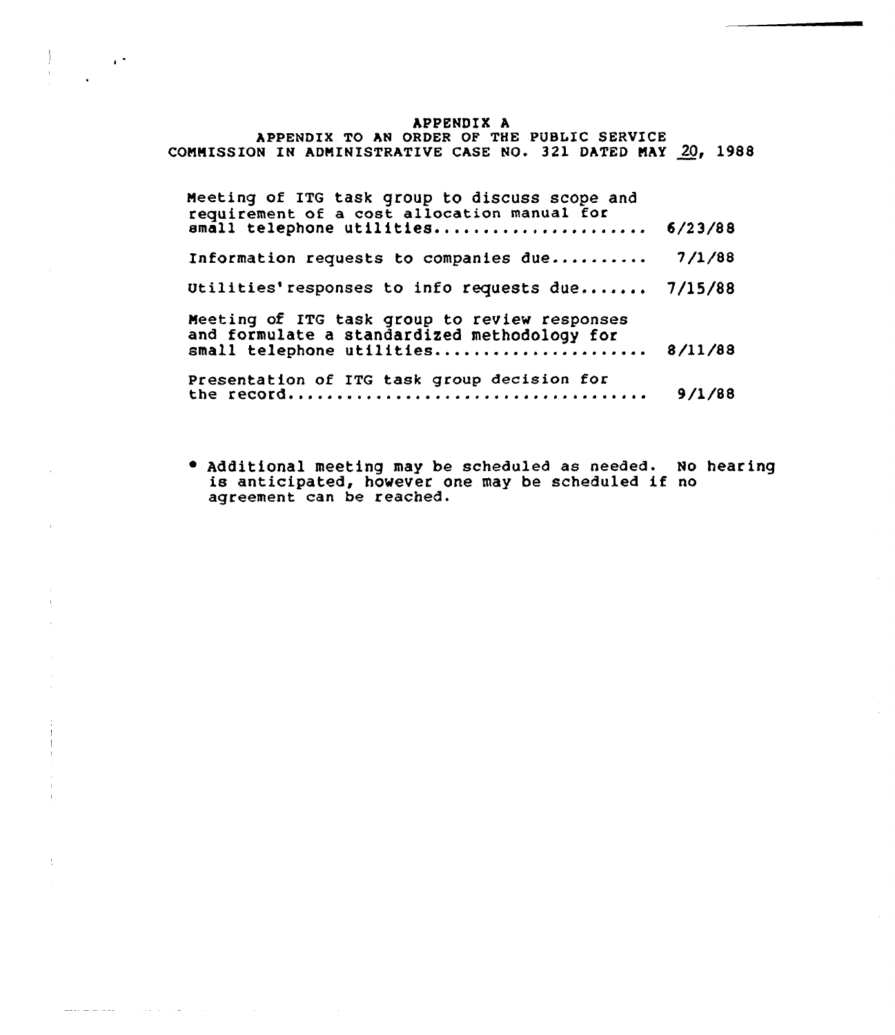APPENDIX A

APPENDIX TO AN ORDER OF THE PUBLIC SERVICE COMMISSION IN ADMINISTRATIVE CASE NO. 321 DATED MAY 20, 1988

| | |
|---|---|
| Meeting of ITG task group to discuss scope and requirement of a cost allocation manual for small telephone utilities...................... | 6/23/88 |
| Information requests to companies due.......... | 7/1/88 |
| Utilities' responses to info requests due....... | 7/15/88 |
| Meeting of ITG task group to review responses and formulate a standardized methodology for small telephone utilities...................... | 8/11/88 |
| Presentation of ITG task group decision for the record.................................... | 9/1/88 |

- Additional meeting may be scheduled as needed. No hearing is anticipated, however one may be scheduled if no agreement can be reached.